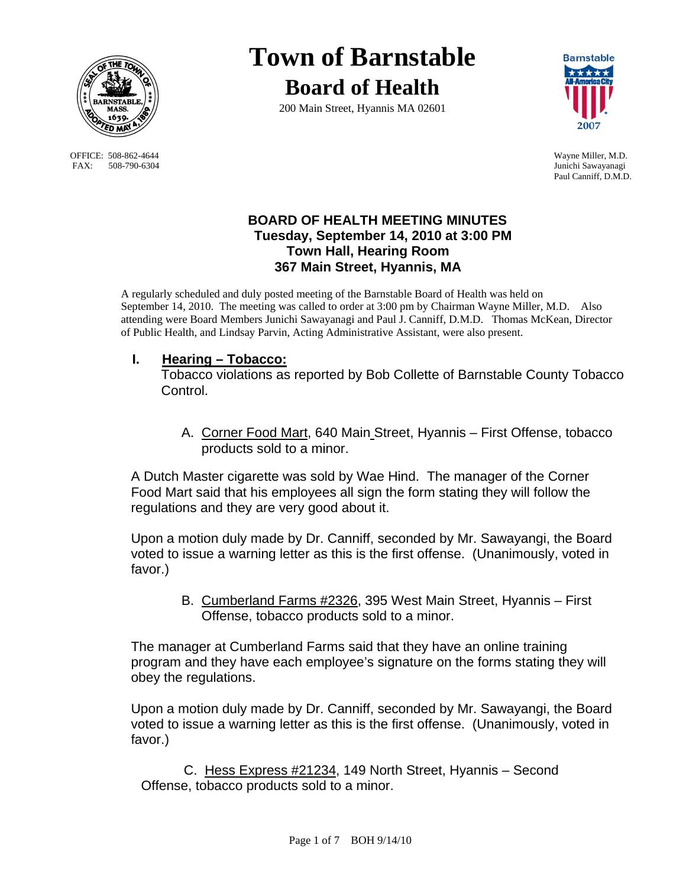# Town of Barnstable

## Board of Health

200 Main Street, Hyannis MA 02601

OFFICE: 508-862-4644
FAX: 508-790-6304

Wayne Miller, M.D.
Junichi Sawayanagi
Paul Canniff, D.M.D.

### BOARD OF HEALTH MEETING MINUTES
**Tuesday, September 14, 2010 at 3:00 PM**
**Town Hall, Hearing Room**
**367 Main Street, Hyannis, MA**

A regularly scheduled and duly posted meeting of the Barnstable Board of Health was held on September 14, 2010. The meeting was called to order at 3:00 pm by Chairman Wayne Miller, M.D. Also attending were Board Members Junichi Sawayanagi and Paul J. Canniff, D.M.D. Thomas McKean, Director of Public Health, and Lindsay Parvin, Acting Administrative Assistant, were also present.

## I. Hearing – Tobacco:

Tobacco violations as reported by Bob Collette of Barnstable County Tobacco Control.

A. Corner Food Mart, 640 Main Street, Hyannis – First Offense, tobacco products sold to a minor.

A Dutch Master cigarette was sold by Wae Hind. The manager of the Corner Food Mart said that his employees all sign the form stating they will follow the regulations and they are very good about it.

Upon a motion duly made by Dr. Canniff, seconded by Mr. Sawayangi, the Board voted to issue a warning letter as this is the first offense. (Unanimously, voted in favor.)

B. Cumberland Farms #2326, 395 West Main Street, Hyannis – First Offense, tobacco products sold to a minor.

The manager at Cumberland Farms said that they have an online training program and they have each employee's signature on the forms stating they will obey the regulations.

Upon a motion duly made by Dr. Canniff, seconded by Mr. Sawayangi, the Board voted to issue a warning letter as this is the first offense. (Unanimously, voted in favor.)

C. Hess Express #21234, 149 North Street, Hyannis – Second Offense, tobacco products sold to a minor.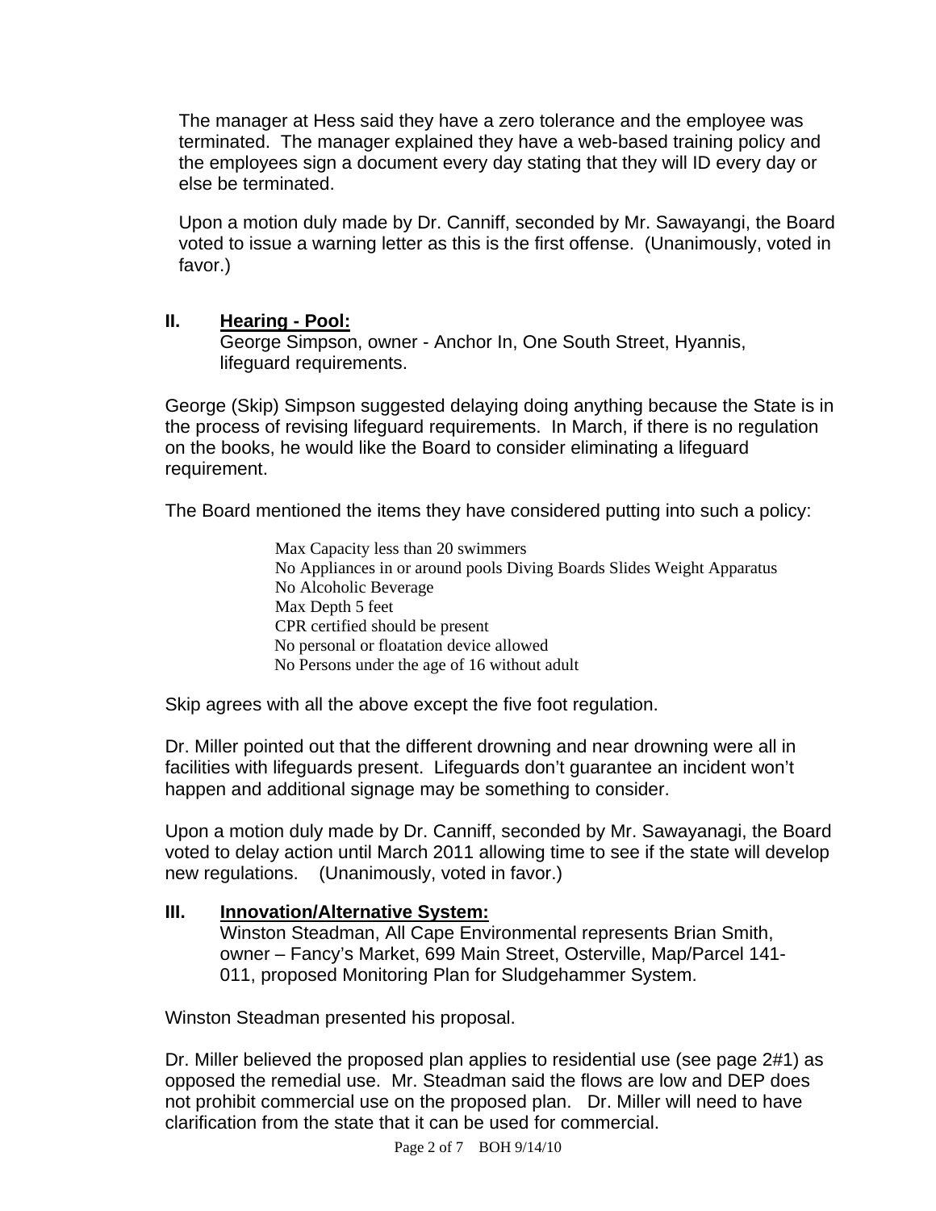The manager at Hess said they have a zero tolerance and the employee was terminated. The manager explained they have a web-based training policy and the employees sign a document every day stating that they will ID every day or else be terminated.

Upon a motion duly made by Dr. Canniff, seconded by Mr. Sawayangi, the Board voted to issue a warning letter as this is the first offense. (Unanimously, voted in favor.)

## II. Hearing - Pool:

George Simpson, owner - Anchor In, One South Street, Hyannis, lifeguard requirements.

George (Skip) Simpson suggested delaying doing anything because the State is in the process of revising lifeguard requirements. In March, if there is no regulation on the books, he would like the Board to consider eliminating a lifeguard requirement.

The Board mentioned the items they have considered putting into such a policy:

- Max Capacity less than 20 swimmers
- No Appliances in or around pools Diving Boards Slides Weight Apparatus
- No Alcoholic Beverage
- Max Depth 5 feet
- CPR certified should be present
- No personal or floatation device allowed
- No Persons under the age of 16 without adult

Skip agrees with all the above except the five foot regulation.

Dr. Miller pointed out that the different drowning and near drowning were all in facilities with lifeguards present. Lifeguards don't guarantee an incident won't happen and additional signage may be something to consider.

Upon a motion duly made by Dr. Canniff, seconded by Mr. Sawayanagi, the Board voted to delay action until March 2011 allowing time to see if the state will develop new regulations. (Unanimously, voted in favor.)

## III. Innovation/Alternative System:

Winston Steadman, All Cape Environmental represents Brian Smith, owner – Fancy's Market, 699 Main Street, Osterville, Map/Parcel 141-011, proposed Monitoring Plan for Sludgehammer System.

Winston Steadman presented his proposal.

Dr. Miller believed the proposed plan applies to residential use (see page 2#1) as opposed the remedial use. Mr. Steadman said the flows are low and DEP does not prohibit commercial use on the proposed plan. Dr. Miller will need to have clarification from the state that it can be used for commercial.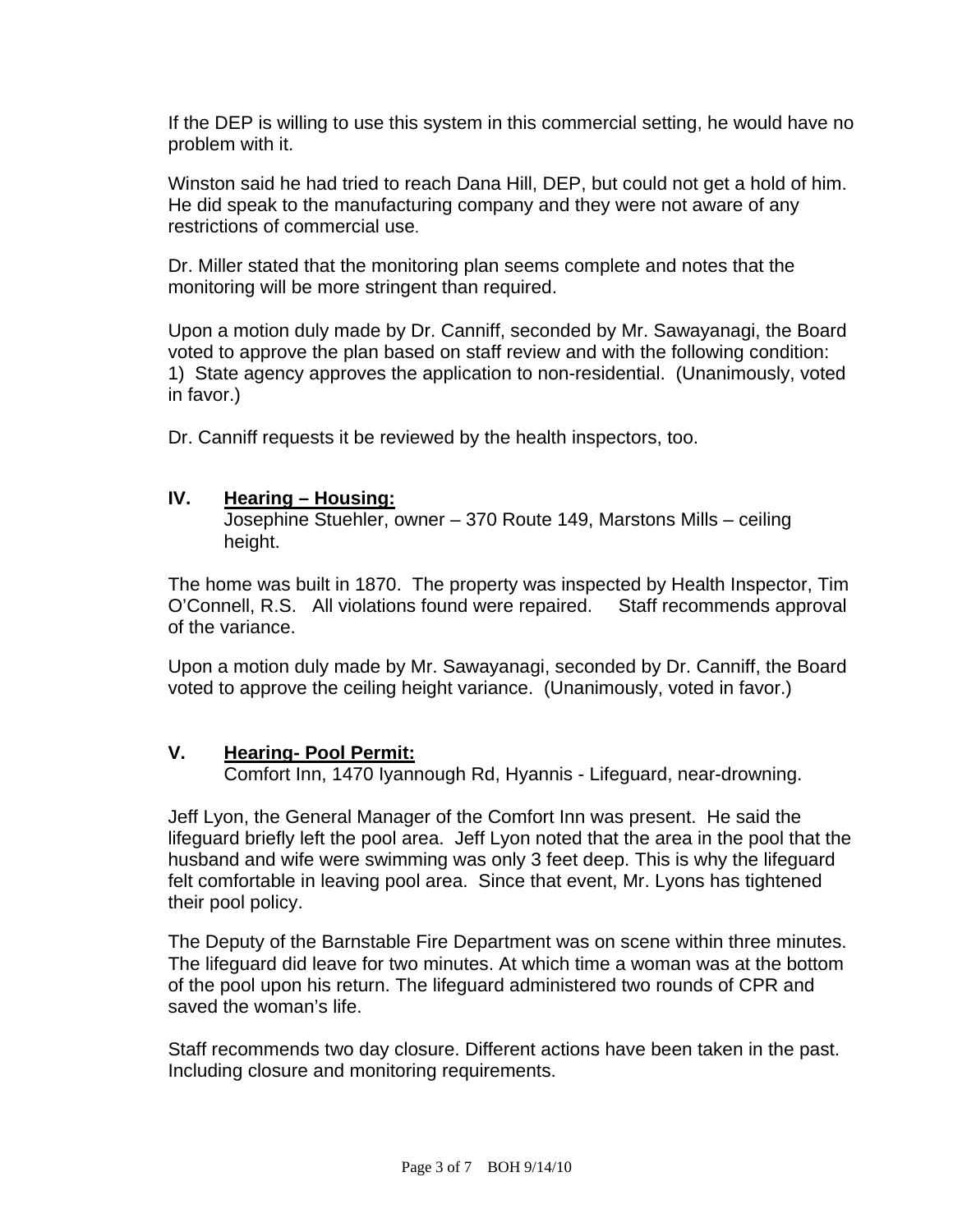If the DEP is willing to use this system in this commercial setting, he would have no problem with it.

Winston said he had tried to reach Dana Hill, DEP, but could not get a hold of him. He did speak to the manufacturing company and they were not aware of any restrictions of commercial use.

Dr. Miller stated that the monitoring plan seems complete and notes that the monitoring will be more stringent than required.

Upon a motion duly made by Dr. Canniff, seconded by Mr. Sawayanagi, the Board voted to approve the plan based on staff review and with the following condition:
1) State agency approves the application to non-residential. (Unanimously, voted in favor.)

Dr. Canniff requests it be reviewed by the health inspectors, too.

## IV. <u>Hearing – Housing:</u>

Josephine Stuehler, owner – 370 Route 149, Marstons Mills – ceiling height.

The home was built in 1870. The property was inspected by Health Inspector, Tim O'Connell, R.S. All violations found were repaired. Staff recommends approval of the variance.

Upon a motion duly made by Mr. Sawayanagi, seconded by Dr. Canniff, the Board voted to approve the ceiling height variance. (Unanimously, voted in favor.)

## V. <u>Hearing- Pool Permit:</u>

Comfort Inn, 1470 Iyannough Rd, Hyannis - Lifeguard, near-drowning.

Jeff Lyon, the General Manager of the Comfort Inn was present. He said the lifeguard briefly left the pool area. Jeff Lyon noted that the area in the pool that the husband and wife were swimming was only 3 feet deep. This is why the lifeguard felt comfortable in leaving pool area. Since that event, Mr. Lyons has tightened their pool policy.

The Deputy of the Barnstable Fire Department was on scene within three minutes. The lifeguard did leave for two minutes. At which time a woman was at the bottom of the pool upon his return. The lifeguard administered two rounds of CPR and saved the woman's life.

Staff recommends two day closure. Different actions have been taken in the past. Including closure and monitoring requirements.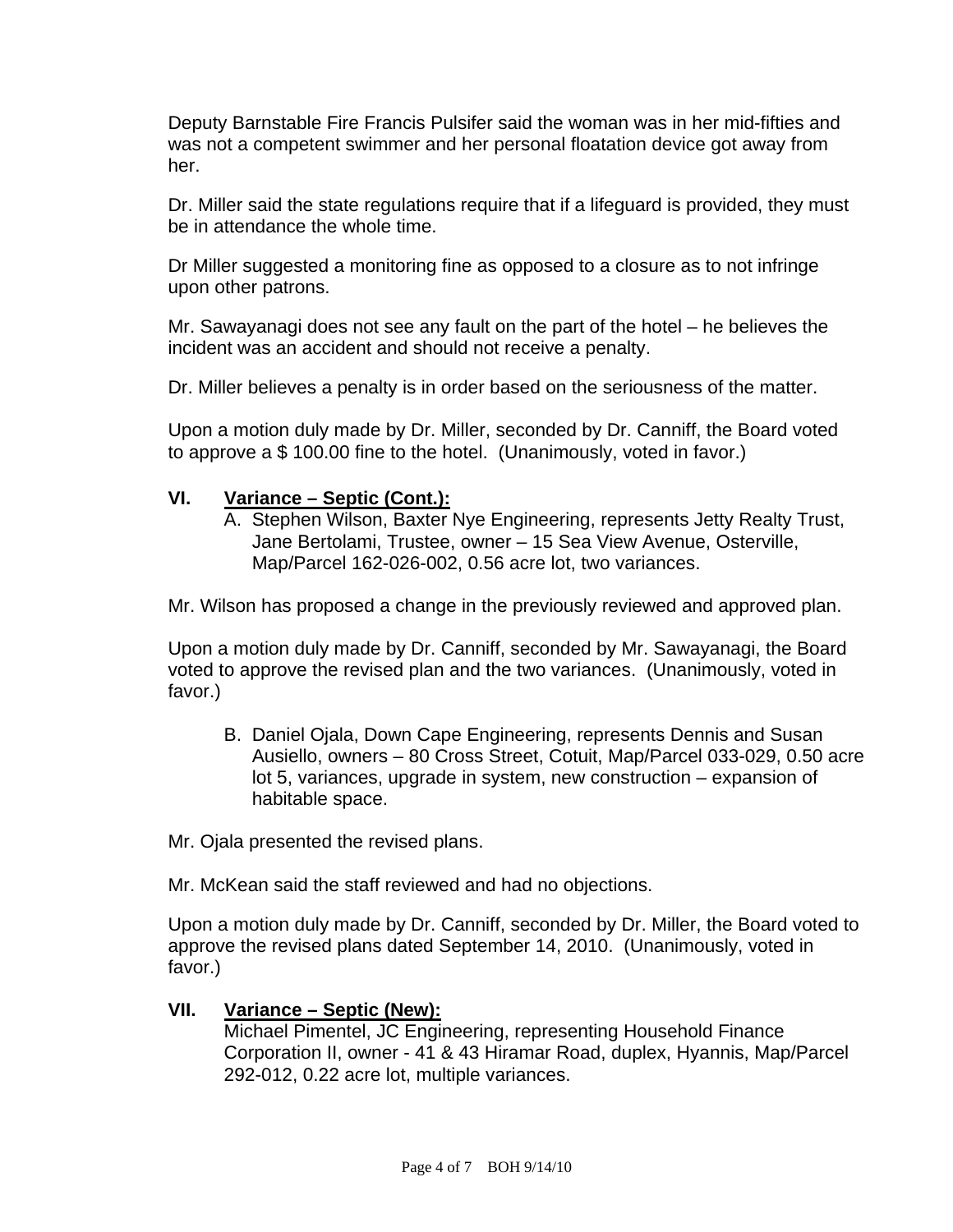Deputy Barnstable Fire Francis Pulsifer said the woman was in her mid-fifties and was not a competent swimmer and her personal floatation device got away from her.

Dr. Miller said the state regulations require that if a lifeguard is provided, they must be in attendance the whole time.

Dr Miller suggested a monitoring fine as opposed to a closure as to not infringe upon other patrons.

Mr. Sawayanagi does not see any fault on the part of the hotel – he believes the incident was an accident and should not receive a penalty.

Dr. Miller believes a penalty is in order based on the seriousness of the matter.

Upon a motion duly made by Dr. Miller, seconded by Dr. Canniff, the Board voted to approve a $ 100.00 fine to the hotel. (Unanimously, voted in favor.)

## VI. <u>Variance – Septic (Cont.):</u>

A. Stephen Wilson, Baxter Nye Engineering, represents Jetty Realty Trust, Jane Bertolami, Trustee, owner – 15 Sea View Avenue, Osterville, Map/Parcel 162-026-002, 0.56 acre lot, two variances.

Mr. Wilson has proposed a change in the previously reviewed and approved plan.

Upon a motion duly made by Dr. Canniff, seconded by Mr. Sawayanagi, the Board voted to approve the revised plan and the two variances. (Unanimously, voted in favor.)

B. Daniel Ojala, Down Cape Engineering, represents Dennis and Susan Ausiello, owners – 80 Cross Street, Cotuit, Map/Parcel 033-029, 0.50 acre lot 5, variances, upgrade in system, new construction – expansion of habitable space.

Mr. Ojala presented the revised plans.

Mr. McKean said the staff reviewed and had no objections.

Upon a motion duly made by Dr. Canniff, seconded by Dr. Miller, the Board voted to approve the revised plans dated September 14, 2010. (Unanimously, voted in favor.)

## VII. <u>Variance – Septic (New):</u>

Michael Pimentel, JC Engineering, representing Household Finance Corporation II, owner - 41 & 43 Hiramar Road, duplex, Hyannis, Map/Parcel 292-012, 0.22 acre lot, multiple variances.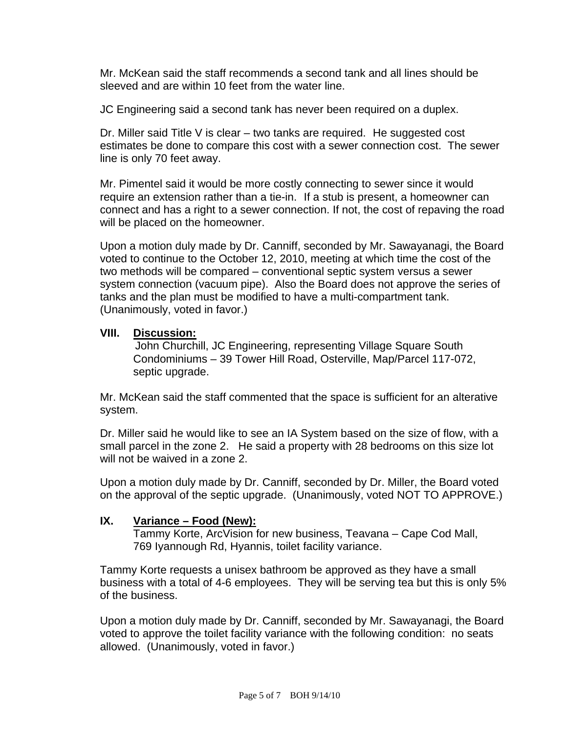Mr. McKean said the staff recommends a second tank and all lines should be sleeved and are within 10 feet from the water line.

JC Engineering said a second tank has never been required on a duplex.

Dr. Miller said Title V is clear – two tanks are required. He suggested cost estimates be done to compare this cost with a sewer connection cost. The sewer line is only 70 feet away.

Mr. Pimentel said it would be more costly connecting to sewer since it would require an extension rather than a tie-in. If a stub is present, a homeowner can connect and has a right to a sewer connection. If not, the cost of repaving the road will be placed on the homeowner.

Upon a motion duly made by Dr. Canniff, seconded by Mr. Sawayanagi, the Board voted to continue to the October 12, 2010, meeting at which time the cost of the two methods will be compared – conventional septic system versus a sewer system connection (vacuum pipe). Also the Board does not approve the series of tanks and the plan must be modified to have a multi-compartment tank. (Unanimously, voted in favor.)

## VIII. Discussion:

John Churchill, JC Engineering, representing Village Square South Condominiums – 39 Tower Hill Road, Osterville, Map/Parcel 117-072, septic upgrade.

Mr. McKean said the staff commented that the space is sufficient for an alterative system.

Dr. Miller said he would like to see an IA System based on the size of flow, with a small parcel in the zone 2. He said a property with 28 bedrooms on this size lot will not be waived in a zone 2.

Upon a motion duly made by Dr. Canniff, seconded by Dr. Miller, the Board voted on the approval of the septic upgrade. (Unanimously, voted NOT TO APPROVE.)

## IX. Variance – Food (New):

Tammy Korte, ArcVision for new business, Teavana – Cape Cod Mall, 769 Iyannough Rd, Hyannis, toilet facility variance.

Tammy Korte requests a unisex bathroom be approved as they have a small business with a total of 4-6 employees. They will be serving tea but this is only 5% of the business.

Upon a motion duly made by Dr. Canniff, seconded by Mr. Sawayanagi, the Board voted to approve the toilet facility variance with the following condition: no seats allowed. (Unanimously, voted in favor.)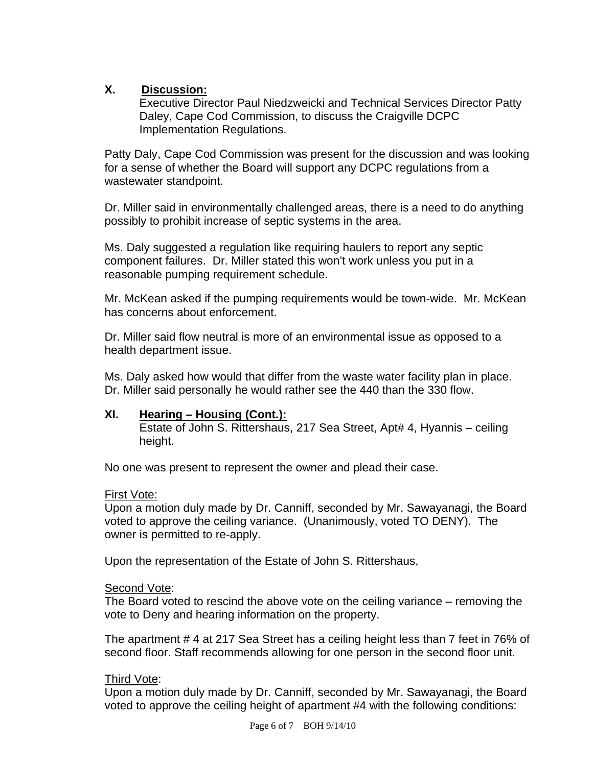## X. Discussion:

Executive Director Paul Niedzweicki and Technical Services Director Patty Daley, Cape Cod Commission, to discuss the Craigville DCPC Implementation Regulations.

Patty Daly, Cape Cod Commission was present for the discussion and was looking for a sense of whether the Board will support any DCPC regulations from a wastewater standpoint.

Dr. Miller said in environmentally challenged areas, there is a need to do anything possibly to prohibit increase of septic systems in the area.

Ms. Daly suggested a regulation like requiring haulers to report any septic component failures. Dr. Miller stated this won't work unless you put in a reasonable pumping requirement schedule.

Mr. McKean asked if the pumping requirements would be town-wide. Mr. McKean has concerns about enforcement.

Dr. Miller said flow neutral is more of an environmental issue as opposed to a health department issue.

Ms. Daly asked how would that differ from the waste water facility plan in place. Dr. Miller said personally he would rather see the 440 than the 330 flow.

## XI. Hearing – Housing (Cont.):

Estate of John S. Rittershaus, 217 Sea Street, Apt# 4, Hyannis – ceiling height.

No one was present to represent the owner and plead their case.

First Vote:
Upon a motion duly made by Dr. Canniff, seconded by Mr. Sawayanagi, the Board voted to approve the ceiling variance. (Unanimously, voted TO DENY). The owner is permitted to re-apply.

Upon the representation of the Estate of John S. Rittershaus,

Second Vote:
The Board voted to rescind the above vote on the ceiling variance – removing the vote to Deny and hearing information on the property.

The apartment # 4 at 217 Sea Street has a ceiling height less than 7 feet in 76% of second floor. Staff recommends allowing for one person in the second floor unit.

Third Vote:
Upon a motion duly made by Dr. Canniff, seconded by Mr. Sawayanagi, the Board voted to approve the ceiling height of apartment #4 with the following conditions: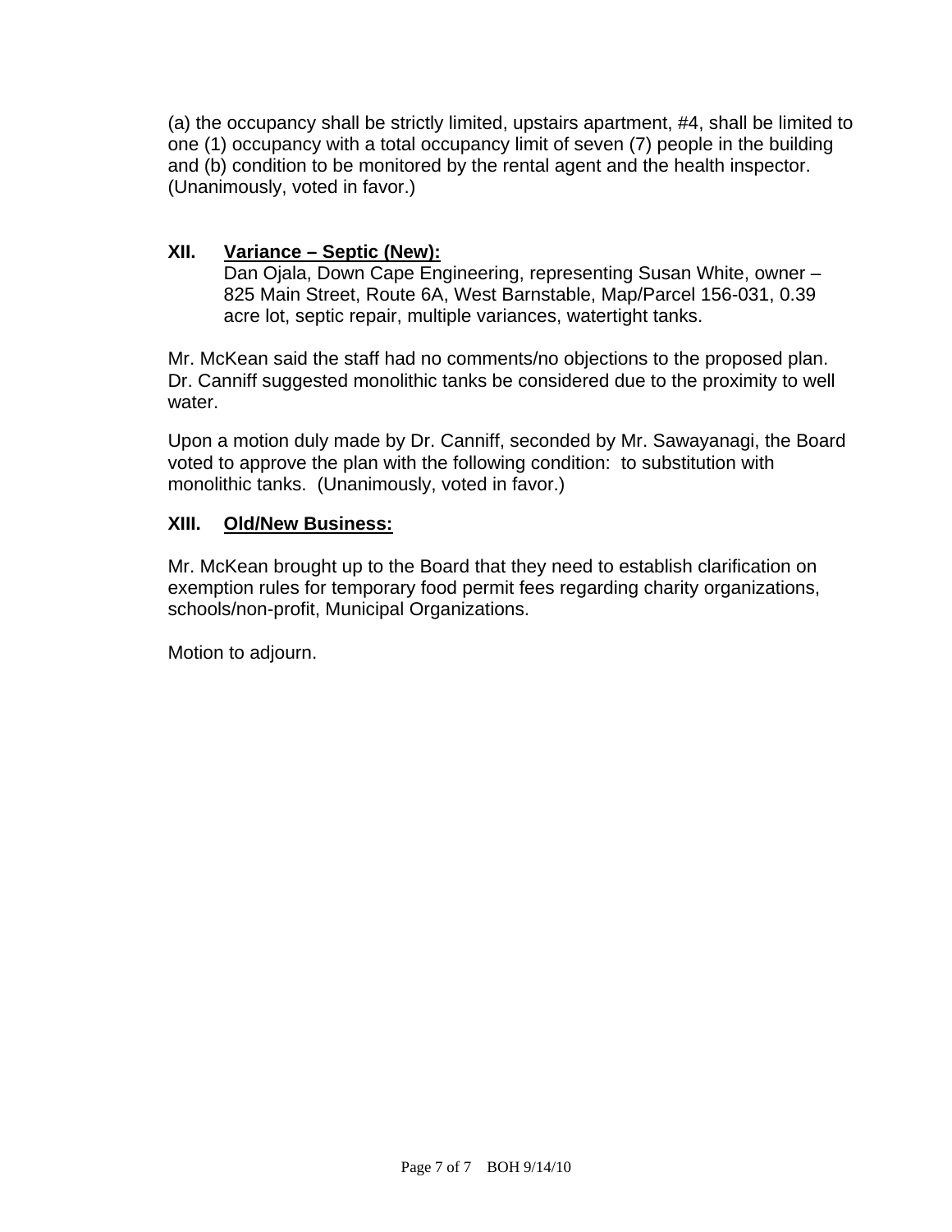(a) the occupancy shall be strictly limited, upstairs apartment, #4, shall be limited to one (1) occupancy with a total occupancy limit of seven (7) people in the building and (b) condition to be monitored by the rental agent and the health inspector. (Unanimously, voted in favor.)

## XII. Variance – Septic (New):

Dan Ojala, Down Cape Engineering, representing Susan White, owner – 825 Main Street, Route 6A, West Barnstable, Map/Parcel 156-031, 0.39 acre lot, septic repair, multiple variances, watertight tanks.

Mr. McKean said the staff had no comments/no objections to the proposed plan. Dr. Canniff suggested monolithic tanks be considered due to the proximity to well water.

Upon a motion duly made by Dr. Canniff, seconded by Mr. Sawayanagi, the Board voted to approve the plan with the following condition: to substitution with monolithic tanks. (Unanimously, voted in favor.)

## XIII. Old/New Business:

Mr. McKean brought up to the Board that they need to establish clarification on exemption rules for temporary food permit fees regarding charity organizations, schools/non-profit, Municipal Organizations.

Motion to adjourn.